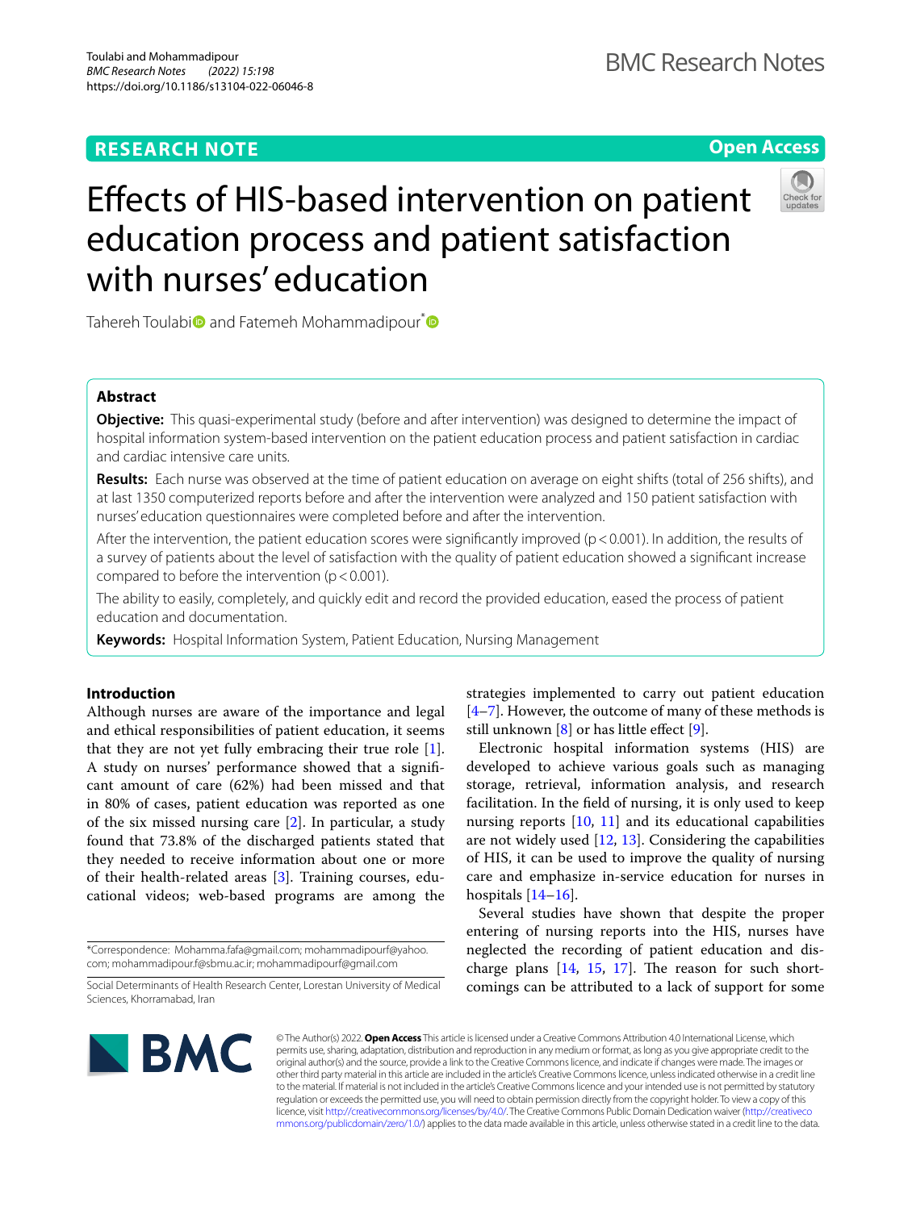RESEARCH NOTE

Open Access

# Effects of HIS-based intervention on patient education process and patient satisfaction with nurses' education

Tahereh Toulabi and Fatemeh Mohammadipour*

## Abstract

**Objective:** This quasi-experimental study (before and after intervention) was designed to determine the impact of hospital information system-based intervention on the patient education process and patient satisfaction in cardiac and cardiac intensive care units.

**Results:** Each nurse was observed at the time of patient education on average on eight shifts (total of 256 shifts), and at last 1350 computerized reports before and after the intervention were analyzed and 150 patient satisfaction with nurses' education questionnaires were completed before and after the intervention.

After the intervention, the patient education scores were significantly improved ($p < 0.001$). In addition, the results of a survey of patients about the level of satisfaction with the quality of patient education showed a significant increase compared to before the intervention ($p < 0.001$).

The ability to easily, completely, and quickly edit and record the provided education, eased the process of patient education and documentation.

**Keywords:** Hospital Information System, Patient Education, Nursing Management

## Introduction

Although nurses are aware of the importance and legal and ethical responsibilities of patient education, it seems that they are not yet fully embracing their true role [1]. A study on nurses' performance showed that a significant amount of care (62%) had been missed and that in 80% of cases, patient education was reported as one of the six missed nursing care [2]. In particular, a study found that 73.8% of the discharged patients stated that they needed to receive information about one or more of their health-related areas [3]. Training courses, educational videos; web-based programs are among the strategies implemented to carry out patient education [4–7]. However, the outcome of many of these methods is still unknown [8] or has little effect [9].

Electronic hospital information systems (HIS) are developed to achieve various goals such as managing storage, retrieval, information analysis, and research facilitation. In the field of nursing, it is only used to keep nursing reports [10, 11] and its educational capabilities are not widely used [12, 13]. Considering the capabilities of HIS, it can be used to improve the quality of nursing care and emphasize in-service education for nurses in hospitals [14–16].

Several studies have shown that despite the proper entering of nursing reports into the HIS, nurses have neglected the recording of patient education and discharge plans [14, 15, 17]. The reason for such shortcomings can be attributed to a lack of support for some

*Correspondence: Mohamma.fafa@gmail.com; mohammadipourf@yahoo.com; mohammadipour.f@sbmu.ac.ir; mohammadipourf@gmail.com

Social Determinants of Health Research Center, Lorestan University of Medical Sciences, Khorramabad, Iran

© The Author(s) 2022. **Open Access** This article is licensed under a Creative Commons Attribution 4.0 International License, which permits use, sharing, adaptation, distribution and reproduction in any medium or format, as long as you give appropriate credit to the original author(s) and the source, provide a link to the Creative Commons licence, and indicate if changes were made. The images or other third party material in this article are included in the article's Creative Commons licence, unless indicated otherwise in a credit line to the material. If material is not included in the article's Creative Commons licence and your intended use is not permitted by statutory regulation or exceeds the permitted use, you will need to obtain permission directly from the copyright holder. To view a copy of this licence, visit http://creativecommons.org/licenses/by/4.0/. The Creative Commons Public Domain Dedication waiver (http://creativecommons.org/publicdomain/zero/1.0/) applies to the data made available in this article, unless otherwise stated in a credit line to the data.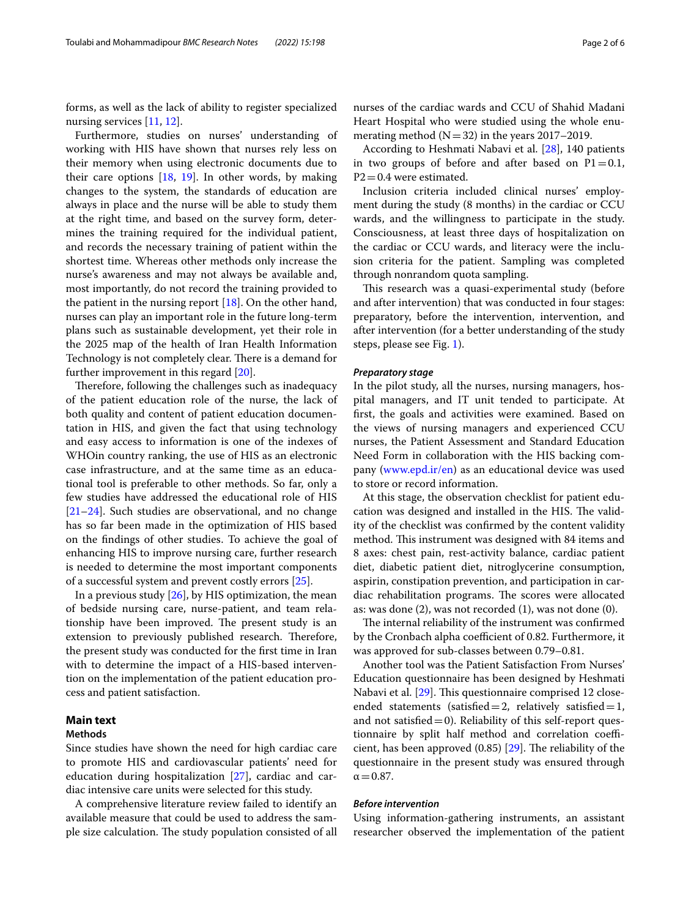forms, as well as the lack of ability to register specialized nursing services [11, 12].

Furthermore, studies on nurses' understanding of working with HIS have shown that nurses rely less on their memory when using electronic documents due to their care options [18, 19]. In other words, by making changes to the system, the standards of education are always in place and the nurse will be able to study them at the right time, and based on the survey form, determines the training required for the individual patient, and records the necessary training of patient within the shortest time. Whereas other methods only increase the nurse's awareness and may not always be available and, most importantly, do not record the training provided to the patient in the nursing report [18]. On the other hand, nurses can play an important role in the future long-term plans such as sustainable development, yet their role in the 2025 map of the health of Iran Health Information Technology is not completely clear. There is a demand for further improvement in this regard [20].

Therefore, following the challenges such as inadequacy of the patient education role of the nurse, the lack of both quality and content of patient education documentation in HIS, and given the fact that using technology and easy access to information is one of the indexes of WHOin country ranking, the use of HIS as an electronic case infrastructure, and at the same time as an educational tool is preferable to other methods. So far, only a few studies have addressed the educational role of HIS [21–24]. Such studies are observational, and no change has so far been made in the optimization of HIS based on the findings of other studies. To achieve the goal of enhancing HIS to improve nursing care, further research is needed to determine the most important components of a successful system and prevent costly errors [25].

In a previous study [26], by HIS optimization, the mean of bedside nursing care, nurse-patient, and team relationship have been improved. The present study is an extension to previously published research. Therefore, the present study was conducted for the first time in Iran with to determine the impact of a HIS-based intervention on the implementation of the patient education process and patient satisfaction.

## Main text

### Methods

Since studies have shown the need for high cardiac care to promote HIS and cardiovascular patients' need for education during hospitalization [27], cardiac and cardiac intensive care units were selected for this study.

A comprehensive literature review failed to identify an available measure that could be used to address the sample size calculation. The study population consisted of all nurses of the cardiac wards and CCU of Shahid Madani Heart Hospital who were studied using the whole enumerating method (N = 32) in the years 2017–2019.

According to Heshmati Nabavi et al. [28], 140 patients in two groups of before and after based on P1 = 0.1, P2 = 0.4 were estimated.

Inclusion criteria included clinical nurses' employment during the study (8 months) in the cardiac or CCU wards, and the willingness to participate in the study. Consciousness, at least three days of hospitalization on the cardiac or CCU wards, and literacy were the inclusion criteria for the patient. Sampling was completed through nonrandom quota sampling.

This research was a quasi-experimental study (before and after intervention) that was conducted in four stages: preparatory, before the intervention, intervention, and after intervention (for a better understanding of the study steps, please see Fig. 1).

#### *Preparatory stage*

In the pilot study, all the nurses, nursing managers, hospital managers, and IT unit tended to participate. At first, the goals and activities were examined. Based on the views of nursing managers and experienced CCU nurses, the Patient Assessment and Standard Education Need Form in collaboration with the HIS backing company (www.epd.ir/en) as an educational device was used to store or record information.

At this stage, the observation checklist for patient education was designed and installed in the HIS. The validity of the checklist was confirmed by the content validity method. This instrument was designed with 84 items and 8 axes: chest pain, rest-activity balance, cardiac patient diet, diabetic patient diet, nitroglycerine consumption, aspirin, constipation prevention, and participation in cardiac rehabilitation programs. The scores were allocated as: was done (2), was not recorded (1), was not done (0).

The internal reliability of the instrument was confirmed by the Cronbach alpha coefficient of 0.82. Furthermore, it was approved for sub-classes between 0.79–0.81.

Another tool was the Patient Satisfaction From Nurses' Education questionnaire has been designed by Heshmati Nabavi et al. [29]. This questionnaire comprised 12 close-ended statements (satisfied = 2, relatively satisfied = 1, and not satisfied = 0). Reliability of this self-report questionnaire by split half method and correlation coefficient, has been approved (0.85) [29]. The reliability of the questionnaire in the present study was ensured through $\alpha = 0.87$.

#### *Before intervention*

Using information-gathering instruments, an assistant researcher observed the implementation of the patient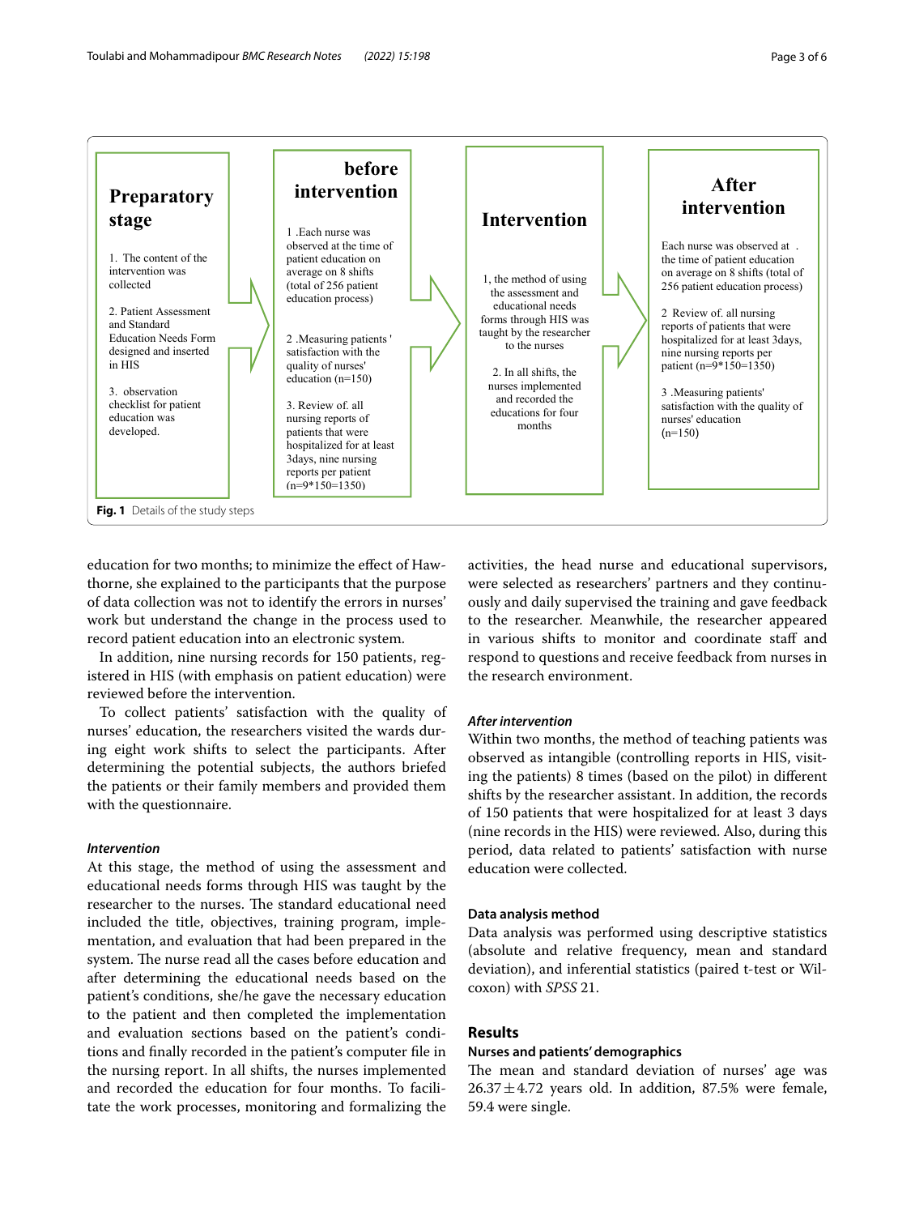**Preparatory stage**

1. The content of the intervention was collected

2. Patient Assessment and Standard Education Needs Form designed and inserted in HIS

3. observation checklist for patient education was developed.

**before intervention**

1 .Each nurse was observed at the time of patient education on average on 8 shifts (total of 256 patient education process)

2 .Measuring patients ' satisfaction with the quality of nurses' education (n=150)

3. Review of. all nursing reports of patients that were hospitalized for at least 3days, nine nursing reports per patient (n=9*150=1350)

**Intervention**

1, the method of using the assessment and educational needs forms through HIS was taught by the researcher to the nurses

2. In all shifts, the nurses implemented and recorded the educations for four months

**After intervention**

Each nurse was observed at . the time of patient education on average on 8 shifts (total of 256 patient education process)

2 Review of. all nursing reports of patients that were hospitalized for at least 3days, nine nursing reports per patient (n=9*150=1350)

3 .Measuring patients' satisfaction with the quality of nurses' education (n=150)

**Fig. 1** Details of the study steps

education for two months; to minimize the effect of Hawthorne, she explained to the participants that the purpose of data collection was not to identify the errors in nurses' work but understand the change in the process used to record patient education into an electronic system.

In addition, nine nursing records for 150 patients, registered in HIS (with emphasis on patient education) were reviewed before the intervention.

To collect patients' satisfaction with the quality of nurses' education, the researchers visited the wards during eight work shifts to select the participants. After determining the potential subjects, the authors briefed the patients or their family members and provided them with the questionnaire.

### *Intervention*

At this stage, the method of using the assessment and educational needs forms through HIS was taught by the researcher to the nurses. The standard educational need included the title, objectives, training program, implementation, and evaluation that had been prepared in the system. The nurse read all the cases before education and after determining the educational needs based on the patient's conditions, she/he gave the necessary education to the patient and then completed the implementation and evaluation sections based on the patient's conditions and finally recorded in the patient's computer file in the nursing report. In all shifts, the nurses implemented and recorded the education for four months. To facilitate the work processes, monitoring and formalizing the activities, the head nurse and educational supervisors, were selected as researchers' partners and they continuously and daily supervised the training and gave feedback to the researcher. Meanwhile, the researcher appeared in various shifts to monitor and coordinate staff and respond to questions and receive feedback from nurses in the research environment.

### *After intervention*

Within two months, the method of teaching patients was observed as intangible (controlling reports in HIS, visiting the patients) 8 times (based on the pilot) in different shifts by the researcher assistant. In addition, the records of 150 patients that were hospitalized for at least 3 days (nine records in the HIS) were reviewed. Also, during this period, data related to patients' satisfaction with nurse education were collected.

### Data analysis method

Data analysis was performed using descriptive statistics (absolute and relative frequency, mean and standard deviation), and inferential statistics (paired t-test or Wilcoxon) with *SPSS* 21.

## Results

### Nurses and patients' demographics

The mean and standard deviation of nurses' age was $26.37 \pm 4.72$ years old. In addition, 87.5% were female, 59.4 were single.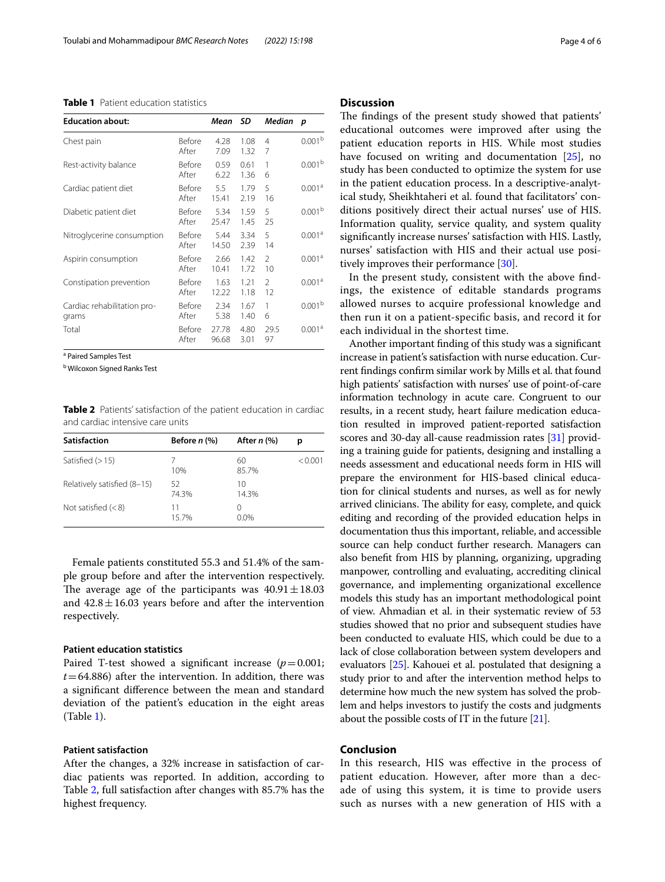**Table 1** Patient education statistics

| Education about: | | Mean | SD | Median | p |
|---|---|---|---|---|---|
| Chest pain | Before | 4.28 | 1.08 | 4 | 0.001[b] |
| | After | 7.09 | 1.32 | 7 | |
| Rest-activity balance | Before | 0.59 | 0.61 | 1 | 0.001[b] |
| | After | 6.22 | 1.36 | 6 | |
| Cardiac patient diet | Before | 5.5 | 1.79 | 5 | 0.001[a] |
| | After | 15.41 | 2.19 | 16 | |
| Diabetic patient diet | Before | 5.34 | 1.59 | 5 | 0.001[b] |
| | After | 25.47 | 1.45 | 25 | |
| Nitroglycerine consumption | Before | 5.44 | 3.34 | 5 | 0.001[a] |
| | After | 14.50 | 2.39 | 14 | |
| Aspirin consumption | Before | 2.66 | 1.42 | 2 | 0.001[a] |
| | After | 10.41 | 1.72 | 10 | |
| Constipation prevention | Before | 1.63 | 1.21 | 2 | 0.001[a] |
| | After | 12.22 | 1.18 | 12 | |
| Cardiac rehabilitation programs | Before | 2.34 | 1.67 | 1 | 0.001[b] |
| | After | 5.38 | 1.40 | 6 | |
| Total | Before | 27.78 | 4.80 | 29.5 | 0.001[a] |
| | After | 96.68 | 3.01 | 97 | |

[a] Paired Samples Test

[b] Wilcoxon Signed Ranks Test

**Table 2** Patients' satisfaction of the patient education in cardiac and cardiac intensive care units

| Satisfaction | Before n (%) | After n (%) | p |
|---|---|---|---|
| Satisfied (> 15) | 7<br>10% | 60<br>85.7% | < 0.001 |
| Relatively satisfied (8–15) | 52<br>74.3% | 10<br>14.3% | |
| Not satisfied (< 8) | 11<br>15.7% | 0<br>0.0% | |

Female patients constituted 55.3 and 51.4% of the sample group before and after the intervention respectively. The average age of the participants was $40.91 \pm 18.03$ and $42.8 \pm 16.03$ years before and after the intervention respectively.

### Patient education statistics

Paired T-test showed a significant increase ($p = 0.001$; $t = 64.886$) after the intervention. In addition, there was a significant difference between the mean and standard deviation of the patient's education in the eight areas (Table 1).

### Patient satisfaction

After the changes, a 32% increase in satisfaction of cardiac patients was reported. In addition, according to Table 2, full satisfaction after changes with 85.7% has the highest frequency.

## Discussion

The findings of the present study showed that patients' educational outcomes were improved after using the patient education reports in HIS. While most studies have focused on writing and documentation [25], no study has been conducted to optimize the system for use in the patient education process. In a descriptive-analytical study, Sheikhtaheri et al. found that facilitators' conditions positively direct their actual nurses' use of HIS. Information quality, service quality, and system quality significantly increase nurses' satisfaction with HIS. Lastly, nurses' satisfaction with HIS and their actual use positively improves their performance [30].

In the present study, consistent with the above findings, the existence of editable standards programs allowed nurses to acquire professional knowledge and then run it on a patient-specific basis, and record it for each individual in the shortest time.

Another important finding of this study was a significant increase in patient's satisfaction with nurse education. Current findings confirm similar work by Mills et al. that found high patients' satisfaction with nurses' use of point-of-care information technology in acute care. Congruent to our results, in a recent study, heart failure medication education resulted in improved patient-reported satisfaction scores and 30-day all-cause readmission rates [31] providing a training guide for patients, designing and installing a needs assessment and educational needs form in HIS will prepare the environment for HIS-based clinical education for clinical students and nurses, as well as for newly arrived clinicians. The ability for easy, complete, and quick editing and recording of the provided education helps in documentation thus this important, reliable, and accessible source can help conduct further research. Managers can also benefit from HIS by planning, organizing, upgrading manpower, controlling and evaluating, accrediting clinical governance, and implementing organizational excellence models this study has an important methodological point of view. Ahmadian et al. in their systematic review of 53 studies showed that no prior and subsequent studies have been conducted to evaluate HIS, which could be due to a lack of close collaboration between system developers and evaluators [25]. Kahouei et al. postulated that designing a study prior to and after the intervention method helps to determine how much the new system has solved the problem and helps investors to justify the costs and judgments about the possible costs of IT in the future [21].

## Conclusion

In this research, HIS was effective in the process of patient education. However, after more than a decade of using this system, it is time to provide users such as nurses with a new generation of HIS with a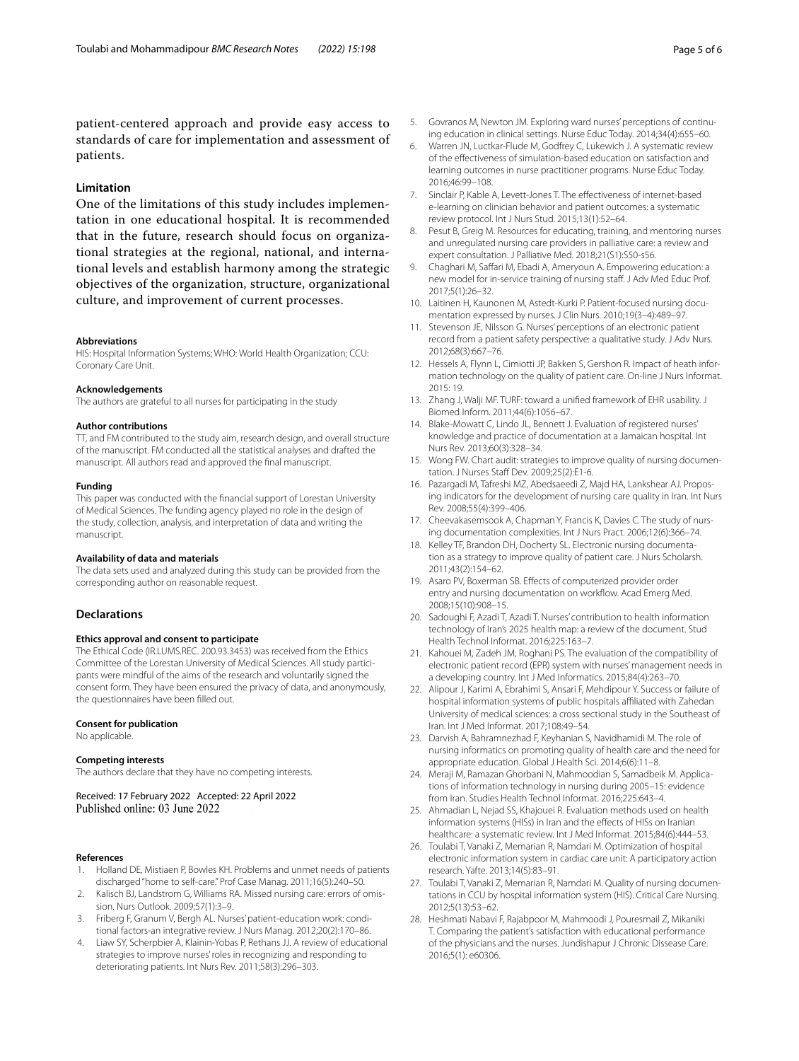patient-centered approach and provide easy access to standards of care for implementation and assessment of patients.

## Limitation

One of the limitations of this study includes implementation in one educational hospital. It is recommended that in the future, research should focus on organizational strategies at the regional, national, and international levels and establish harmony among the strategic objectives of the organization, structure, organizational culture, and improvement of current processes.

#### Abbreviations

HIS: Hospital Information Systems; WHO: World Health Organization; CCU: Coronary Care Unit.

#### Acknowledgements

The authors are grateful to all nurses for participating in the study

#### Author contributions

TT, and FM contributed to the study aim, research design, and overall structure of the manuscript. FM conducted all the statistical analyses and drafted the manuscript. All authors read and approved the final manuscript.

#### Funding

This paper was conducted with the financial support of Lorestan University of Medical Sciences. The funding agency played no role in the design of the study, collection, analysis, and interpretation of data and writing the manuscript.

#### Availability of data and materials

The data sets used and analyzed during this study can be provided from the corresponding author on reasonable request.

## Declarations

#### Ethics approval and consent to participate

The Ethical Code (IR.LUMS.REC. 200.93.3453) was received from the Ethics Committee of the Lorestan University of Medical Sciences. All study participants were mindful of the aims of the research and voluntarily signed the consent form. They have been ensured the privacy of data, and anonymously, the questionnaires have been filled out.

#### Consent for publication

No applicable.

#### Competing interests

The authors declare that they have no competing interests.

Received: 17 February 2022 Accepted: 22 April 2022
Published online: 03 June 2022

#### References

1. Holland DE, Mistiaen P, Bowles KH. Problems and unmet needs of patients discharged "home to self-care." Prof Case Manag. 2011;16(5):240–50.
2. Kalisch BJ, Landstrom G, Williams RA. Missed nursing care: errors of omission. Nurs Outlook. 2009;57(1):3–9.
3. Friberg F, Granum V, Bergh AL. Nurses' patient-education work: conditional factors-an integrative review. J Nurs Manag. 2012;20(2):170–86.
4. Liaw SY, Scherpbier A, Klainin-Yobas P, Rethans JJ. A review of educational strategies to improve nurses' roles in recognizing and responding to deteriorating patients. Int Nurs Rev. 2011;58(3):296–303.
5. Govranos M, Newton JM. Exploring ward nurses' perceptions of continuing education in clinical settings. Nurse Educ Today. 2014;34(4):655–60.
6. Warren JN, Luctkar-Flude M, Godfrey C, Lukewich J. A systematic review of the effectiveness of simulation-based education on satisfaction and learning outcomes in nurse practitioner programs. Nurse Educ Today. 2016;46:99–108.
7. Sinclair P, Kable A, Levett-Jones T. The effectiveness of internet-based e-learning on clinician behavior and patient outcomes: a systematic review protocol. Int J Nurs Stud. 2015;13(1):52–64.
8. Pesut B, Greig M. Resources for educating, training, and mentoring nurses and unregulated nursing care providers in palliative care: a review and expert consultation. J Palliative Med. 2018;21(S1):S50-s56.
9. Chaghari M, Saffari M, Ebadi A, Ameryoun A. Empowering education: a new model for in-service training of nursing staff. J Adv Med Educ Prof. 2017;5(1):26–32.
10. Laitinen H, Kaunonen M, Astedt-Kurki P. Patient-focused nursing documentation expressed by nurses. J Clin Nurs. 2010;19(3–4):489–97.
11. Stevenson JE, Nilsson G. Nurses' perceptions of an electronic patient record from a patient safety perspective: a qualitative study. J Adv Nurs. 2012;68(3):667–76.
12. Hessels A, Flynn L, Cimiotti JP, Bakken S, Gershon R. Impact of heath information technology on the quality of patient care. On-line J Nurs Informat. 2015: 19.
13. Zhang J, Walji MF. TURF: toward a unified framework of EHR usability. J Biomed Inform. 2011;44(6):1056–67.
14. Blake-Mowatt C, Lindo JL, Bennett J. Evaluation of registered nurses' knowledge and practice of documentation at a Jamaican hospital. Int Nurs Rev. 2013;60(3):328–34.
15. Wong FW. Chart audit: strategies to improve quality of nursing documentation. J Nurses Staff Dev. 2009;25(2):E1-6.
16. Pazargadi M, Tafreshi MZ, Abedsaeedi Z, Majd HA, Lankshear AJ. Proposing indicators for the development of nursing care quality in Iran. Int Nurs Rev. 2008;55(4):399–406.
17. Cheevakasemsook A, Chapman Y, Francis K, Davies C. The study of nursing documentation complexities. Int J Nurs Pract. 2006;12(6):366–74.
18. Kelley TF, Brandon DH, Docherty SL. Electronic nursing documentation as a strategy to improve quality of patient care. J Nurs Scholarsh. 2011;43(2):154–62.
19. Asaro PV, Boxerman SB. Effects of computerized provider order entry and nursing documentation on workflow. Acad Emerg Med. 2008;15(10):908–15.
20. Sadoughi F, Azadi T, Azadi T. Nurses' contribution to health information technology of Iran's 2025 health map: a review of the document. Stud Health Technol Informat. 2016;225:163–7.
21. Kahouei M, Zadeh JM, Roghani PS. The evaluation of the compatibility of electronic patient record (EPR) system with nurses' management needs in a developing country. Int J Med Informatics. 2015;84(4):263–70.
22. Alipour J, Karimi A, Ebrahimi S, Ansari F, Mehdipour Y. Success or failure of hospital information systems of public hospitals affiliated with Zahedan University of medical sciences: a cross sectional study in the Southeast of Iran. Int J Med Informat. 2017;108:49–54.
23. Darvish A, Bahramnezhad F, Keyhanian S, Navidhamidi M. The role of nursing informatics on promoting quality of health care and the need for appropriate education. Global J Health Sci. 2014;6(6):11–8.
24. Meraji M, Ramazan Ghorbani N, Mahmoodian S, Samadbeik M. Applications of information technology in nursing during 2005–15: evidence from Iran. Studies Health Technol Informat. 2016;225:643–4.
25. Ahmadian L, Nejad SS, Khajouei R. Evaluation methods used on health information systems (HISs) in Iran and the effects of HISs on Iranian healthcare: a systematic review. Int J Med Informat. 2015;84(6):444–53.
26. Toulabi T, Vanaki Z, Memarian R, Namdari M. Optimization of hospital electronic information system in cardiac care unit: A participatory action research. Yafte. 2013;14(5):83–91.
27. Toulabi T, Vanaki Z, Memarian R, Namdari M. Quality of nursing documentations in CCU by hospital information system (HIS). Critical Care Nursing. 2012;5(13):53–62.
28. Heshmati Nabavi F, Rajabpoor M, Mahmoodi J, Pouresmail Z, Mikaniki T. Comparing the patient's satisfaction with educational performance of the physicians and the nurses. Jundishapur J Chronic Dissease Care. 2016;5(1): e60306.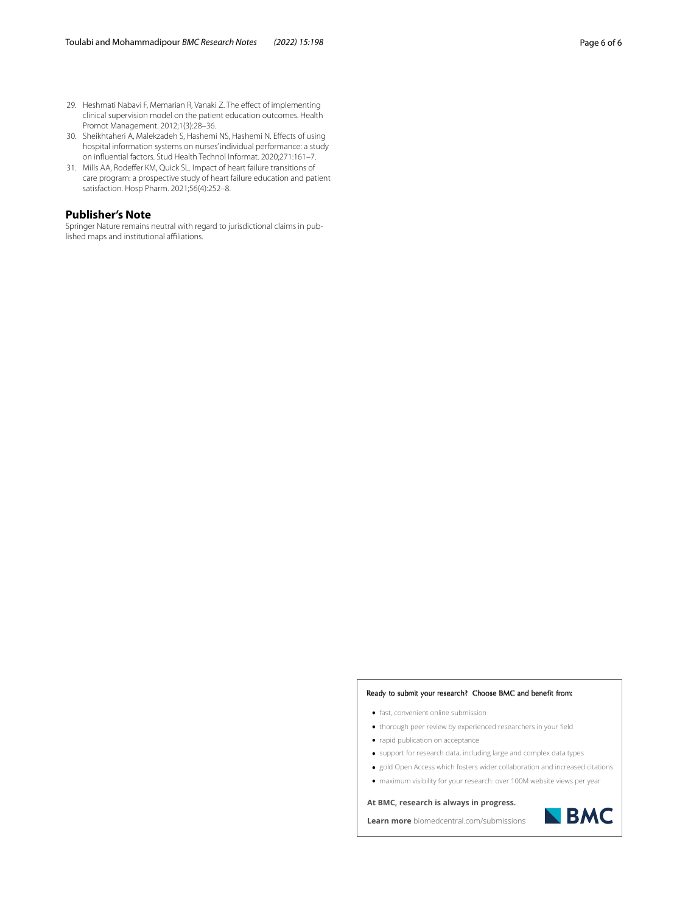29. Heshmati Nabavi F, Memarian R, Vanaki Z. The effect of implementing clinical supervision model on the patient education outcomes. Health Promot Management. 2012;1(3):28–36.
30. Sheikhtaheri A, Malekzadeh S, Hashemi NS, Hashemi N. Effects of using hospital information systems on nurses' individual performance: a study on influential factors. Stud Health Technol Informat. 2020;271:161–7.
31. Mills AA, Rodeffer KM, Quick SL. Impact of heart failure transitions of care program: a prospective study of heart failure education and patient satisfaction. Hosp Pharm. 2021;56(4):252–8.

## Publisher's Note

Springer Nature remains neutral with regard to jurisdictional claims in published maps and institutional affiliations.

Ready to submit your research? Choose BMC and benefit from:

- fast, convenient online submission
- thorough peer review by experienced researchers in your field
- rapid publication on acceptance
- support for research data, including large and complex data types
- gold Open Access which fosters wider collaboration and increased citations
- maximum visibility for your research: over 100M website views per year

**At BMC, research is always in progress.**

**Learn more** biomedcentral.com/submissions

BMC